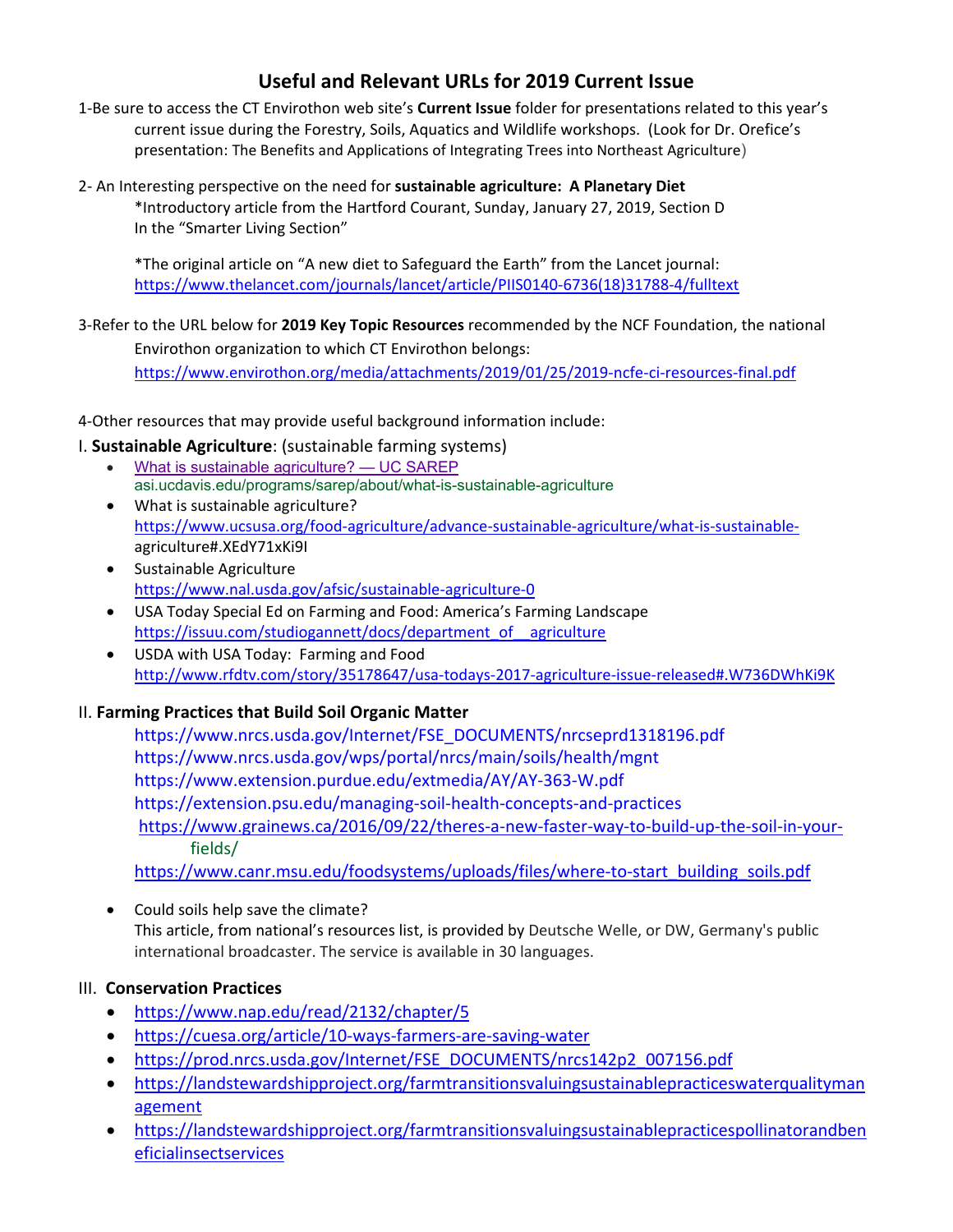# Useful and Relevant URLs for 2019 Current Issue

1-Be sure to access the CT Envirothon web site's **Current Issue** folder for presentations related to this year's current issue during the Forestry, Soils, Aquatics and Wildlife workshops. (Look for Dr. Orefice's presentation: The Benefits and Applications of Integrating Trees into Northeast Agriculture)

2- An Interesting perspective on the need for **sustainable agriculture: A Planetary Diet**

*Introductory article from the Hartford Courant, Sunday, January 27, 2019, Section D In the "Smarter Living Section"

*The original article on "A new diet to Safeguard the Earth" from the Lancet journal: https://www.thelancet.com/journals/lancet/article/PIIS0140-6736(18)31788-4/fulltext

3-Refer to the URL below for **2019 Key Topic Resources** recommended by the NCF Foundation, the national Envirothon organization to which CT Envirothon belongs:

https://www.envirothon.org/media/attachments/2019/01/25/2019-ncfe-ci-resources-final.pdf

4-Other resources that may provide useful background information include:

I. **Sustainable Agriculture**: (sustainable farming systems)

- What is sustainable agriculture? — UC SAREP
  asi.ucdavis.edu/programs/sarep/about/what-is-sustainable-agriculture
- What is sustainable agriculture?
  https://www.ucsusa.org/food-agriculture/advance-sustainable-agriculture/what-is-sustainable-agriculture#.XEdY71xKi9I
- Sustainable Agriculture
  https://www.nal.usda.gov/afsic/sustainable-agriculture-0
- USA Today Special Ed on Farming and Food: America's Farming Landscape
  https://issuu.com/studiogannett/docs/department_of__agriculture
- USDA with USA Today: Farming and Food
  http://www.rfdtv.com/story/35178647/usa-todays-2017-agriculture-issue-released#.W736DWhKi9K

II. **Farming Practices that Build Soil Organic Matter**

https://www.nrcs.usda.gov/Internet/FSE_DOCUMENTS/nrcseprd1318196.pdf
https://www.nrcs.usda.gov/wps/portal/nrcs/main/soils/health/mgnt
https://www.extension.purdue.edu/extmedia/AY/AY-363-W.pdf
https://extension.psu.edu/managing-soil-health-concepts-and-practices
https://www.grainews.ca/2016/09/22/theres-a-new-faster-way-to-build-up-the-soil-in-your-fields/
https://www.canr.msu.edu/foodsystems/uploads/files/where-to-start_building_soils.pdf

- Could soils help save the climate?
  This article, from national's resources list, is provided by Deutsche Welle, or DW, Germany's public international broadcaster. The service is available in 30 languages.

III. **Conservation Practices**

- https://www.nap.edu/read/2132/chapter/5
- https://cuesa.org/article/10-ways-farmers-are-saving-water
- https://prod.nrcs.usda.gov/Internet/FSE_DOCUMENTS/nrcs142p2_007156.pdf
- https://landstewardshipproject.org/farmtransitionsvaluingsustainablepracticeswaterqualitymanagement
- https://landstewardshipproject.org/farmtransitionsvaluingsustainablepracticespollinatorandbeneficialinsectservices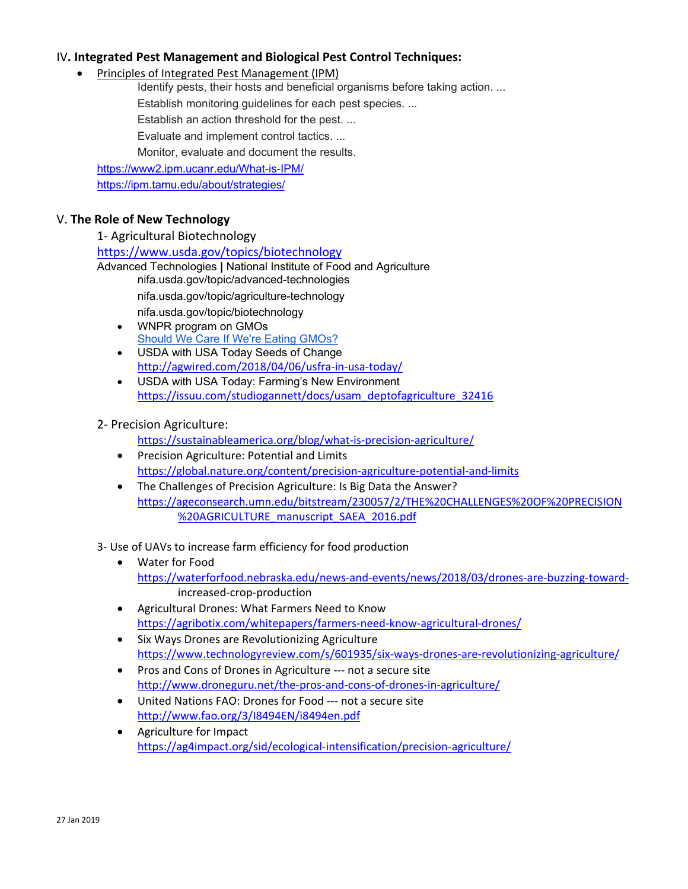## IV**. Integrated Pest Management and Biological Pest Control Techniques:**

- Principles of Integrated Pest Management (IPM)

  Identify pests, their hosts and beneficial organisms before taking action. ...

  Establish monitoring guidelines for each pest species. ...

  Establish an action threshold for the pest. ...

  Evaluate and implement control tactics. ...

  Monitor, evaluate and document the results.

  https://www2.ipm.ucanr.edu/What-is-IPM/

  https://ipm.tamu.edu/about/strategies/

## V. **The Role of New Technology**

1- Agricultural Biotechnology

https://www.usda.gov/topics/biotechnology

Advanced Technologies **|** National Institute of Food and Agriculture

nifa.usda.gov/topic/advanced-technologies

nifa.usda.gov/topic/agriculture-technology

nifa.usda.gov/topic/biotechnology

- WNPR program on GMOs
  Should We Care If We're Eating GMOs?
- USDA with USA Today Seeds of Change
  http://agwired.com/2018/04/06/usfra-in-usa-today/
- USDA with USA Today: Farming's New Environment
  https://issuu.com/studiogannett/docs/usam_deptofagriculture_32416

2- Precision Agriculture:

https://sustainableamerica.org/blog/what-is-precision-agriculture/

- Precision Agriculture: Potential and Limits
  https://global.nature.org/content/precision-agriculture-potential-and-limits
- The Challenges of Precision Agriculture: Is Big Data the Answer?
  https://ageconsearch.umn.edu/bitstream/230057/2/THE%20CHALLENGES%20OF%20PRECISION%20AGRICULTURE_manuscript_SAEA_2016.pdf

3- Use of UAVs to increase farm efficiency for food production

- Water for Food
  https://waterforfood.nebraska.edu/news-and-events/news/2018/03/drones-are-buzzing-toward-increased-crop-production
- Agricultural Drones: What Farmers Need to Know
  https://agribotix.com/whitepapers/farmers-need-know-agricultural-drones/
- Six Ways Drones are Revolutionizing Agriculture
  https://www.technologyreview.com/s/601935/six-ways-drones-are-revolutionizing-agriculture/
- Pros and Cons of Drones in Agriculture --- not a secure site
  http://www.droneguru.net/the-pros-and-cons-of-drones-in-agriculture/
- United Nations FAO: Drones for Food --- not a secure site
  http://www.fao.org/3/I8494EN/i8494en.pdf
- Agriculture for Impact
  https://ag4impact.org/sid/ecological-intensification/precision-agriculture/

27 Jan 2019